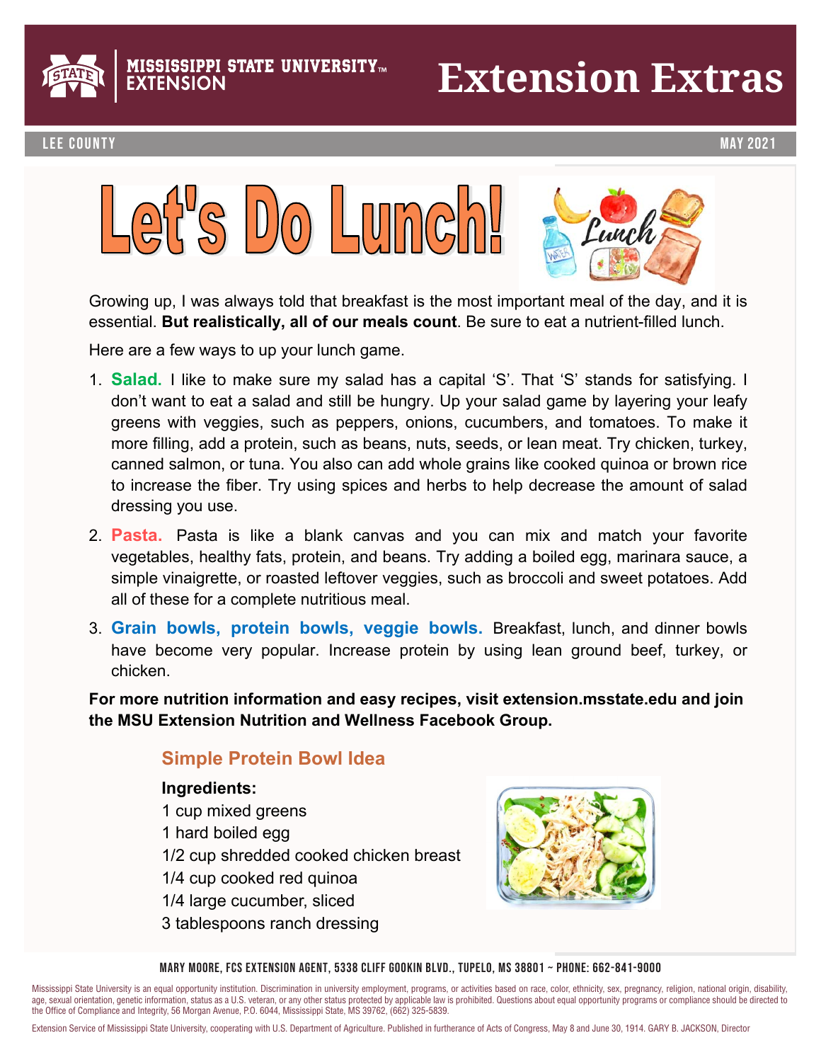# Extension Extras

MISSISSIPPI STATE UNIVERSITY EXTENSION

LEE COUNTY — MAY 2021

## Let's Do Lunch!

Growing up, I was always told that breakfast is the most important meal of the day, and it is essential. **But realistically, all of our meals count**. Be sure to eat a nutrient-filled lunch.

Here are a few ways to up your lunch game.

1. **Salad.** I like to make sure my salad has a capital 'S'. That 'S' stands for satisfying. I don't want to eat a salad and still be hungry. Up your salad game by layering your leafy greens with veggies, such as peppers, onions, cucumbers, and tomatoes. To make it more filling, add a protein, such as beans, nuts, seeds, or lean meat. Try chicken, turkey, canned salmon, or tuna. You also can add whole grains like cooked quinoa or brown rice to increase the fiber. Try using spices and herbs to help decrease the amount of salad dressing you use.
2. **Pasta.** Pasta is like a blank canvas and you can mix and match your favorite vegetables, healthy fats, protein, and beans. Try adding a boiled egg, marinara sauce, a simple vinaigrette, or roasted leftover veggies, such as broccoli and sweet potatoes. Add all of these for a complete nutritious meal.
3. **Grain bowls, protein bowls, veggie bowls.** Breakfast, lunch, and dinner bowls have become very popular. Increase protein by using lean ground beef, turkey, or chicken.

**For more nutrition information and easy recipes, visit extension.msstate.edu and join the MSU Extension Nutrition and Wellness Facebook Group.**

### Simple Protein Bowl Idea

**Ingredients:**

1 cup mixed greens
1 hard boiled egg
1/2 cup shredded cooked chicken breast
1/4 cup cooked red quinoa
1/4 large cucumber, sliced
3 tablespoons ranch dressing

MARY MOORE, FCS EXTENSION AGENT, 5338 CLIFF GOOKIN BLVD., TUPELO, MS 38801 ~ PHONE: 662-841-9000

Mississippi State University is an equal opportunity institution. Discrimination in university employment, programs, or activities based on race, color, ethnicity, sex, pregnancy, religion, national origin, disability, age, sexual orientation, genetic information, status as a U.S. veteran, or any other status protected by applicable law is prohibited. Questions about equal opportunity programs or compliance should be directed to the Office of Compliance and Integrity, 56 Morgan Avenue, P.O. 6044, Mississippi State, MS 39762, (662) 325-5839.

Extension Service of Mississippi State University, cooperating with U.S. Department of Agriculture. Published in furtherance of Acts of Congress, May 8 and June 30, 1914. GARY B. JACKSON, Director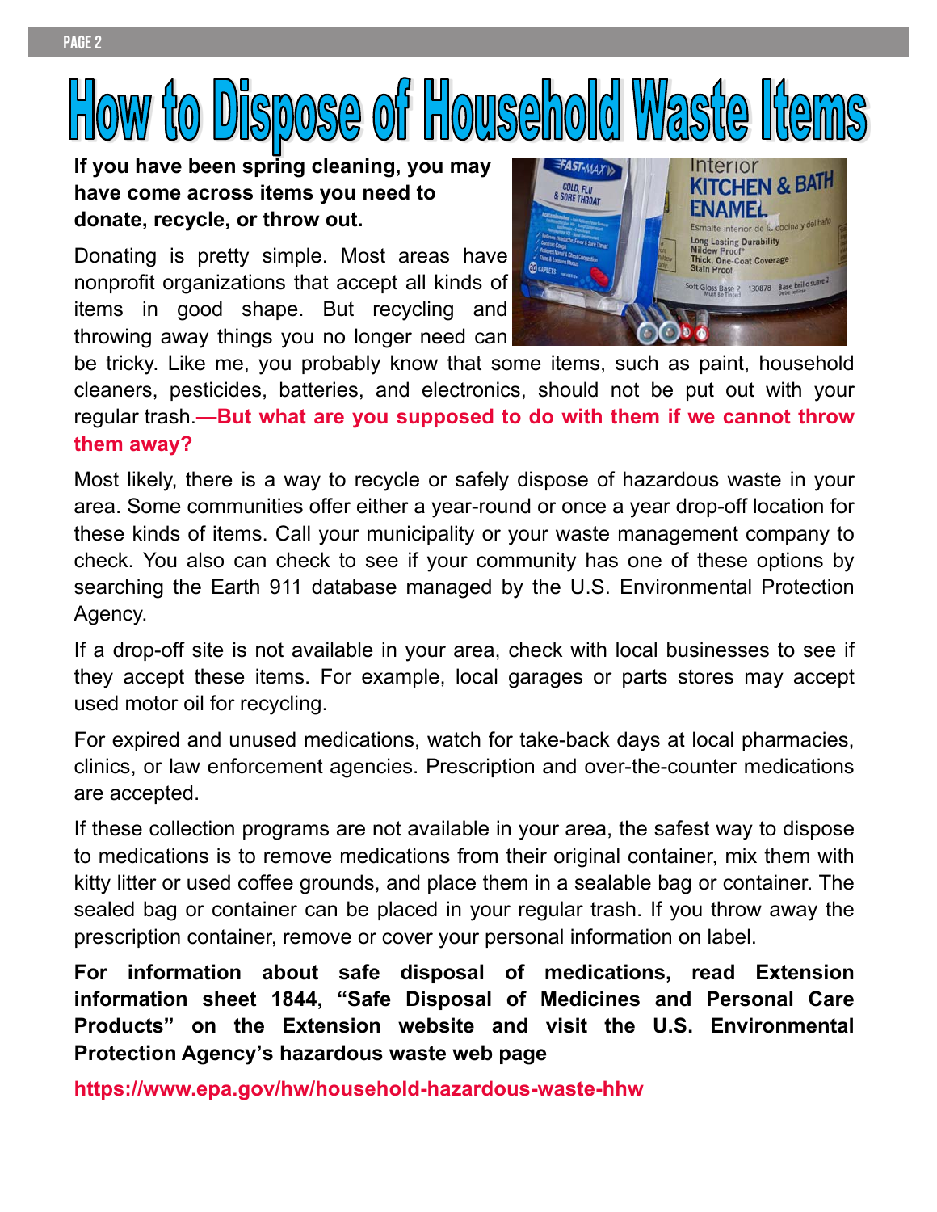# How to Dispose of Household Waste Items

**If you have been spring cleaning, you may have come across items you need to donate, recycle, or throw out.**

Donating is pretty simple. Most areas have nonprofit organizations that accept all kinds of items in good shape. But recycling and throwing away things you no longer need can be tricky. Like me, you probably know that some items, such as paint, household cleaners, pesticides, batteries, and electronics, should not be put out with your regular trash.**—But what are you supposed to do with them if we cannot throw them away?**

Most likely, there is a way to recycle or safely dispose of hazardous waste in your area. Some communities offer either a year-round or once a year drop-off location for these kinds of items. Call your municipality or your waste management company to check. You also can check to see if your community has one of these options by searching the Earth 911 database managed by the U.S. Environmental Protection Agency.

If a drop-off site is not available in your area, check with local businesses to see if they accept these items. For example, local garages or parts stores may accept used motor oil for recycling.

For expired and unused medications, watch for take-back days at local pharmacies, clinics, or law enforcement agencies. Prescription and over-the-counter medications are accepted.

If these collection programs are not available in your area, the safest way to dispose to medications is to remove medications from their original container, mix them with kitty litter or used coffee grounds, and place them in a sealable bag or container. The sealed bag or container can be placed in your regular trash. If you throw away the prescription container, remove or cover your personal information on label.

**For information about safe disposal of medications, read Extension information sheet 1844, "Safe Disposal of Medicines and Personal Care Products" on the Extension website and visit the U.S. Environmental Protection Agency's hazardous waste web page**

**https://www.epa.gov/hw/household-hazardous-waste-hhw**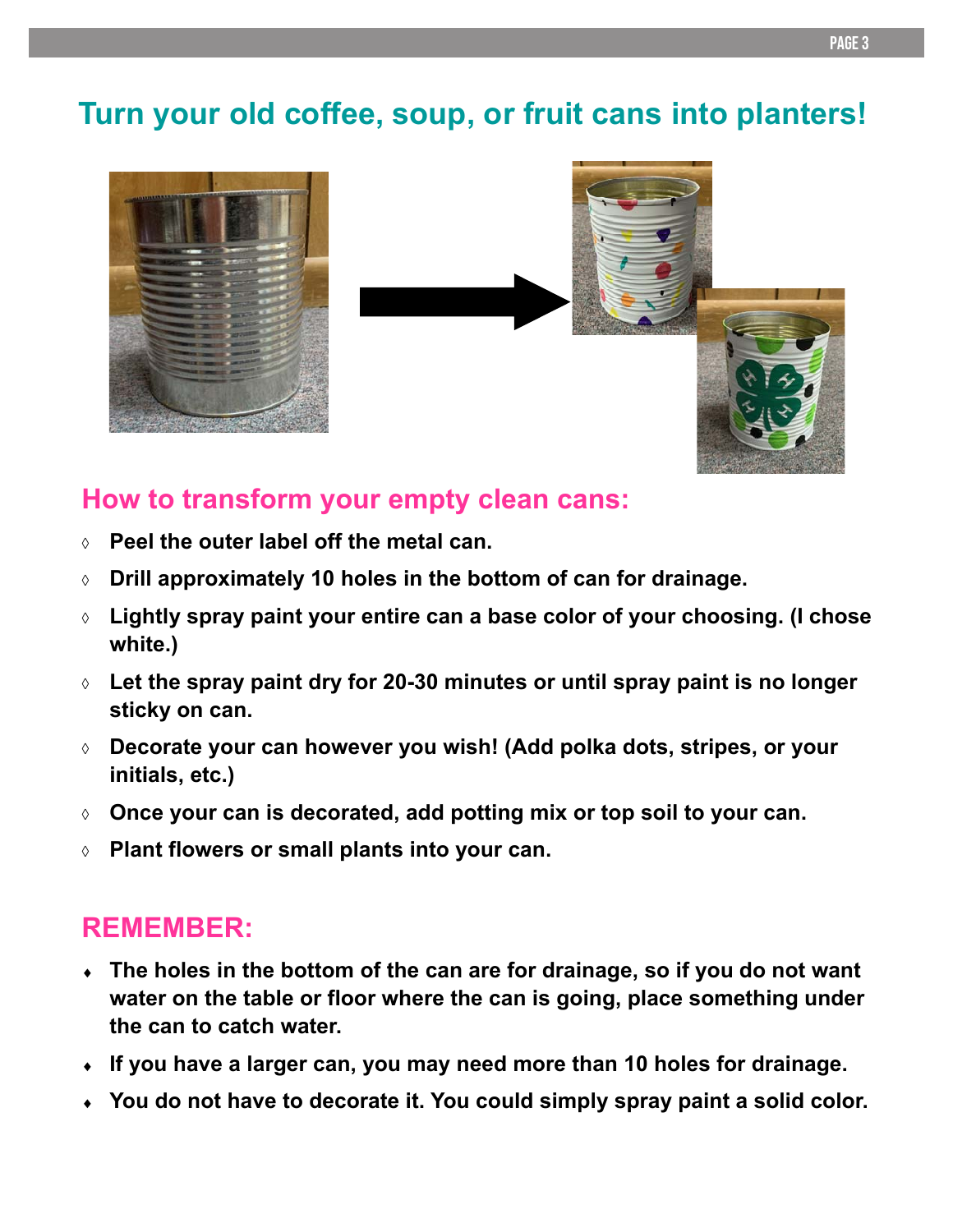# Turn your old coffee, soup, or fruit cans into planters!

## How to transform your empty clean cans:

- **Peel the outer label off the metal can.**
- **Drill approximately 10 holes in the bottom of can for drainage.**
- **Lightly spray paint your entire can a base color of your choosing. (I chose white.)**
- **Let the spray paint dry for 20-30 minutes or until spray paint is no longer sticky on can.**
- **Decorate your can however you wish! (Add polka dots, stripes, or your initials, etc.)**
- **Once your can is decorated, add potting mix or top soil to your can.**
- **Plant flowers or small plants into your can.**

## REMEMBER:

- **The holes in the bottom of the can are for drainage, so if you do not want water on the table or floor where the can is going, place something under the can to catch water.**
- **If you have a larger can, you may need more than 10 holes for drainage.**
- **You do not have to decorate it. You could simply spray paint a solid color.**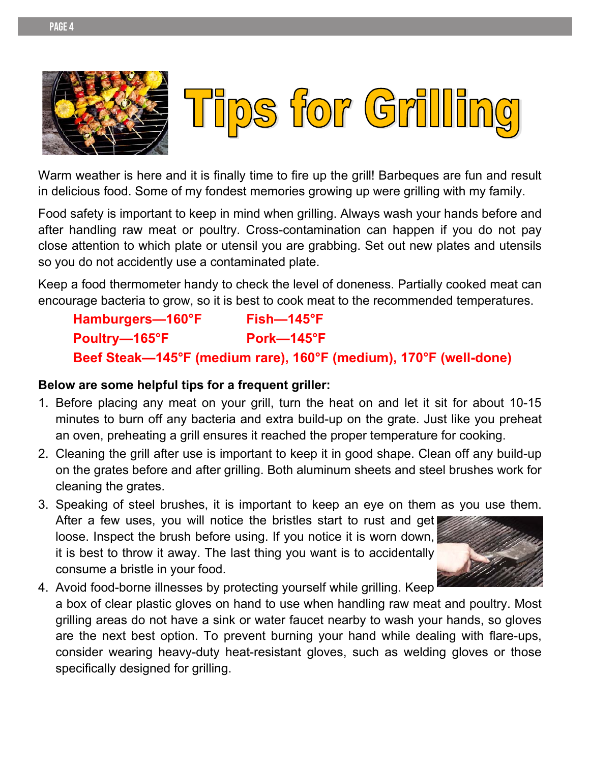# Tips for Grilling

Warm weather is here and it is finally time to fire up the grill! Barbeques are fun and result in delicious food. Some of my fondest memories growing up were grilling with my family.

Food safety is important to keep in mind when grilling. Always wash your hands before and after handling raw meat or poultry. Cross-contamination can happen if you do not pay close attention to which plate or utensil you are grabbing. Set out new plates and utensils so you do not accidently use a contaminated plate.

Keep a food thermometer handy to check the level of doneness. Partially cooked meat can encourage bacteria to grow, so it is best to cook meat to the recommended temperatures.

**Hamburgers—160°F** **Fish—145°F**

**Poultry—165°F** **Pork—145°F**

**Beef Steak—145°F (medium rare), 160°F (medium), 170°F (well-done)**

**Below are some helpful tips for a frequent griller:**

1. Before placing any meat on your grill, turn the heat on and let it sit for about 10-15 minutes to burn off any bacteria and extra build-up on the grate. Just like you preheat an oven, preheating a grill ensures it reached the proper temperature for cooking.
2. Cleaning the grill after use is important to keep it in good shape. Clean off any build-up on the grates before and after grilling. Both aluminum sheets and steel brushes work for cleaning the grates.
3. Speaking of steel brushes, it is important to keep an eye on them as you use them. After a few uses, you will notice the bristles start to rust and get loose. Inspect the brush before using. If you notice it is worn down, it is best to throw it away. The last thing you want is to accidentally consume a bristle in your food.
4. Avoid food-borne illnesses by protecting yourself while grilling. Keep a box of clear plastic gloves on hand to use when handling raw meat and poultry. Most grilling areas do not have a sink or water faucet nearby to wash your hands, so gloves are the next best option. To prevent burning your hand while dealing with flare-ups, consider wearing heavy-duty heat-resistant gloves, such as welding gloves or those specifically designed for grilling.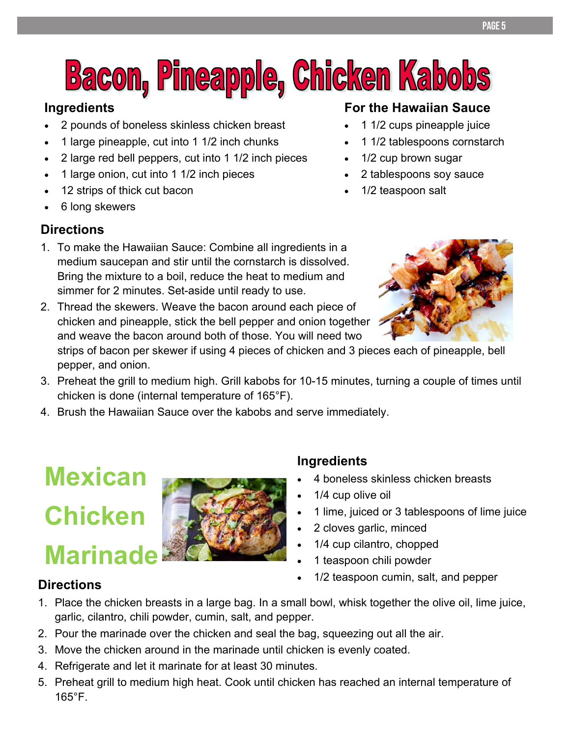# Bacon, Pineapple, Chicken Kabobs

## Ingredients

- 2 pounds of boneless skinless chicken breast
- 1 large pineapple, cut into 1 1/2 inch chunks
- 2 large red bell peppers, cut into 1 1/2 inch pieces
- 1 large onion, cut into 1 1/2 inch pieces
- 12 strips of thick cut bacon
- 6 long skewers

## For the Hawaiian Sauce

- 1 1/2 cups pineapple juice
- 1 1/2 tablespoons cornstarch
- 1/2 cup brown sugar
- 2 tablespoons soy sauce
- 1/2 teaspoon salt

## Directions

1. To make the Hawaiian Sauce: Combine all ingredients in a medium saucepan and stir until the cornstarch is dissolved. Bring the mixture to a boil, reduce the heat to medium and simmer for 2 minutes. Set-aside until ready to use.
2. Thread the skewers. Weave the bacon around each piece of chicken and pineapple, stick the bell pepper and onion together and weave the bacon around both of those. You will need two strips of bacon per skewer if using 4 pieces of chicken and 3 pieces each of pineapple, bell pepper, and onion.
3. Preheat the grill to medium high. Grill kabobs for 10-15 minutes, turning a couple of times until chicken is done (internal temperature of 165°F).
4. Brush the Hawaiian Sauce over the kabobs and serve immediately.

# Mexican Chicken Marinade

## Ingredients

- 4 boneless skinless chicken breasts
- 1/4 cup olive oil
- 1 lime, juiced or 3 tablespoons of lime juice
- 2 cloves garlic, minced
- 1/4 cup cilantro, chopped
- 1 teaspoon chili powder
- 1/2 teaspoon cumin, salt, and pepper

## Directions

1. Place the chicken breasts in a large bag. In a small bowl, whisk together the olive oil, lime juice, garlic, cilantro, chili powder, cumin, salt, and pepper.
2. Pour the marinade over the chicken and seal the bag, squeezing out all the air.
3. Move the chicken around in the marinade until chicken is evenly coated.
4. Refrigerate and let it marinate for at least 30 minutes.
5. Preheat grill to medium high heat. Cook until chicken has reached an internal temperature of 165°F.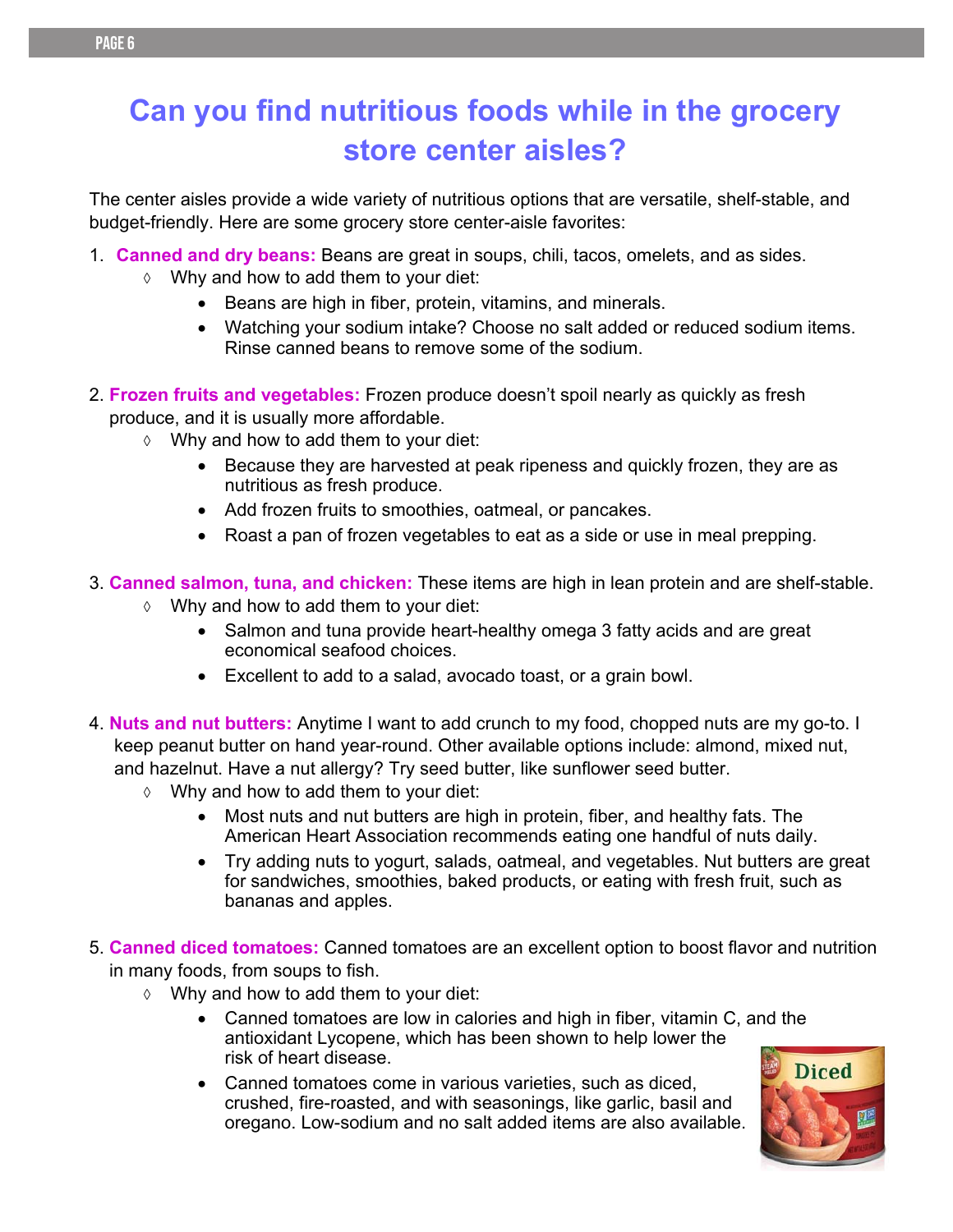# Can you find nutritious foods while in the grocery store center aisles?

The center aisles provide a wide variety of nutritious options that are versatile, shelf-stable, and budget-friendly. Here are some grocery store center-aisle favorites:

1. **Canned and dry beans:** Beans are great in soups, chili, tacos, omelets, and as sides.
   - ◊ Why and how to add them to your diet:
     - Beans are high in fiber, protein, vitamins, and minerals.
     - Watching your sodium intake? Choose no salt added or reduced sodium items. Rinse canned beans to remove some of the sodium.

2. **Frozen fruits and vegetables:** Frozen produce doesn't spoil nearly as quickly as fresh produce, and it is usually more affordable.
   - ◊ Why and how to add them to your diet:
     - Because they are harvested at peak ripeness and quickly frozen, they are as nutritious as fresh produce.
     - Add frozen fruits to smoothies, oatmeal, or pancakes.
     - Roast a pan of frozen vegetables to eat as a side or use in meal prepping.

3. **Canned salmon, tuna, and chicken:** These items are high in lean protein and are shelf-stable.
   - ◊ Why and how to add them to your diet:
     - Salmon and tuna provide heart-healthy omega 3 fatty acids and are great economical seafood choices.
     - Excellent to add to a salad, avocado toast, or a grain bowl.

4. **Nuts and nut butters:** Anytime I want to add crunch to my food, chopped nuts are my go-to. I keep peanut butter on hand year-round. Other available options include: almond, mixed nut, and hazelnut. Have a nut allergy? Try seed butter, like sunflower seed butter.
   - ◊ Why and how to add them to your diet:
     - Most nuts and nut butters are high in protein, fiber, and healthy fats. The American Heart Association recommends eating one handful of nuts daily.
     - Try adding nuts to yogurt, salads, oatmeal, and vegetables. Nut butters are great for sandwiches, smoothies, baked products, or eating with fresh fruit, such as bananas and apples.

5. **Canned diced tomatoes:** Canned tomatoes are an excellent option to boost flavor and nutrition in many foods, from soups to fish.
   - ◊ Why and how to add them to your diet:
     - Canned tomatoes are low in calories and high in fiber, vitamin C, and the antioxidant Lycopene, which has been shown to help lower the risk of heart disease.
     - Canned tomatoes come in various varieties, such as diced, crushed, fire-roasted, and with seasonings, like garlic, basil and oregano. Low-sodium and no salt added items are also available.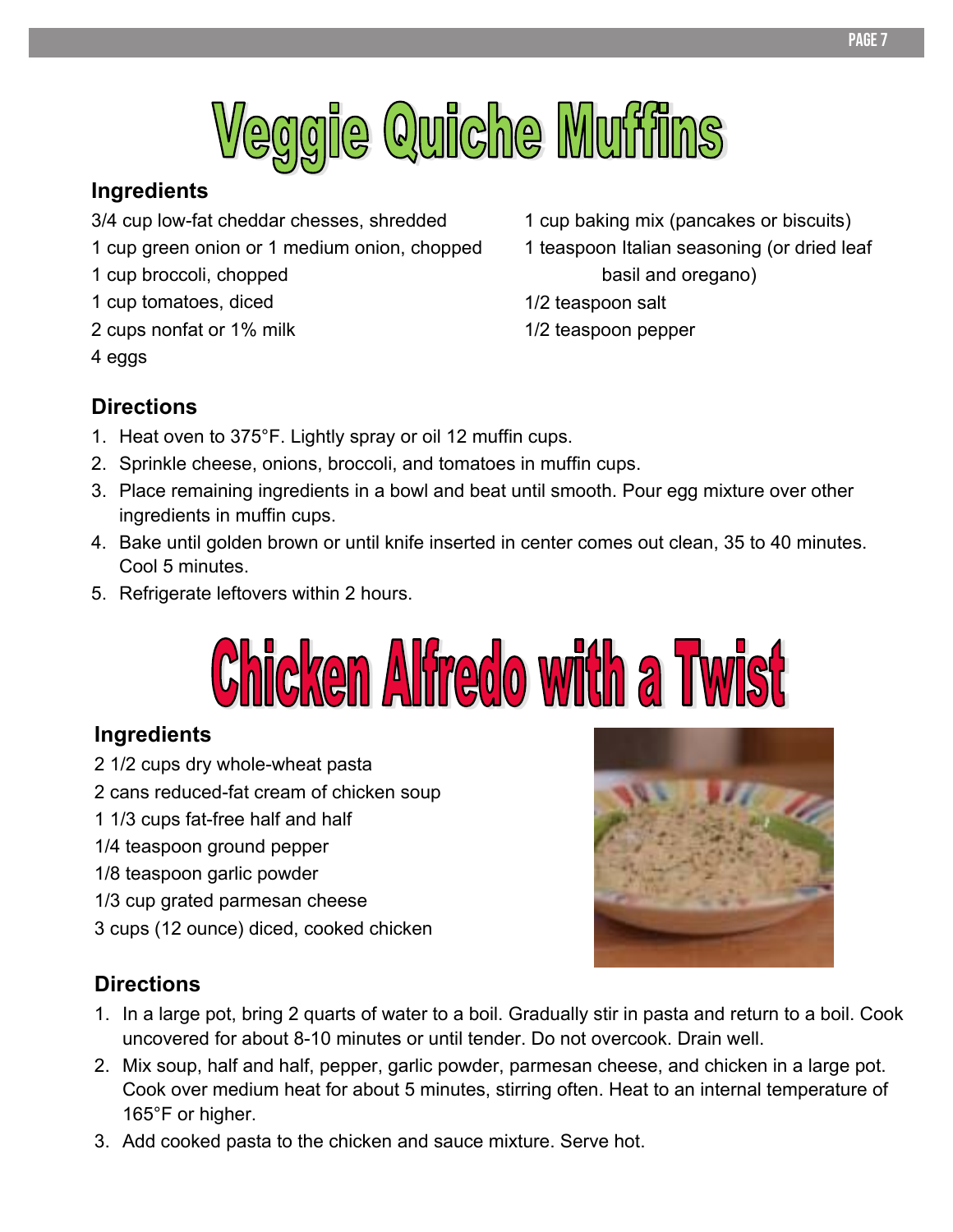# Veggie Quiche Muffins

## Ingredients

- 3/4 cup low-fat cheddar chesses, shredded
- 1 cup green onion or 1 medium onion, chopped
- 1 cup broccoli, chopped
- 1 cup tomatoes, diced
- 2 cups nonfat or 1% milk
- 4 eggs
- 1 cup baking mix (pancakes or biscuits)
- 1 teaspoon Italian seasoning (or dried leaf basil and oregano)
- 1/2 teaspoon salt
- 1/2 teaspoon pepper

## Directions

1. Heat oven to 375°F. Lightly spray or oil 12 muffin cups.
2. Sprinkle cheese, onions, broccoli, and tomatoes in muffin cups.
3. Place remaining ingredients in a bowl and beat until smooth. Pour egg mixture over other ingredients in muffin cups.
4. Bake until golden brown or until knife inserted in center comes out clean, 35 to 40 minutes. Cool 5 minutes.
5. Refrigerate leftovers within 2 hours.

# Chicken Alfredo with a Twist

## Ingredients

- 2 1/2 cups dry whole-wheat pasta
- 2 cans reduced-fat cream of chicken soup
- 1 1/3 cups fat-free half and half
- 1/4 teaspoon ground pepper
- 1/8 teaspoon garlic powder
- 1/3 cup grated parmesan cheese
- 3 cups (12 ounce) diced, cooked chicken

## Directions

1. In a large pot, bring 2 quarts of water to a boil. Gradually stir in pasta and return to a boil. Cook uncovered for about 8-10 minutes or until tender. Do not overcook. Drain well.
2. Mix soup, half and half, pepper, garlic powder, parmesan cheese, and chicken in a large pot. Cook over medium heat for about 5 minutes, stirring often. Heat to an internal temperature of 165°F or higher.
3. Add cooked pasta to the chicken and sauce mixture. Serve hot.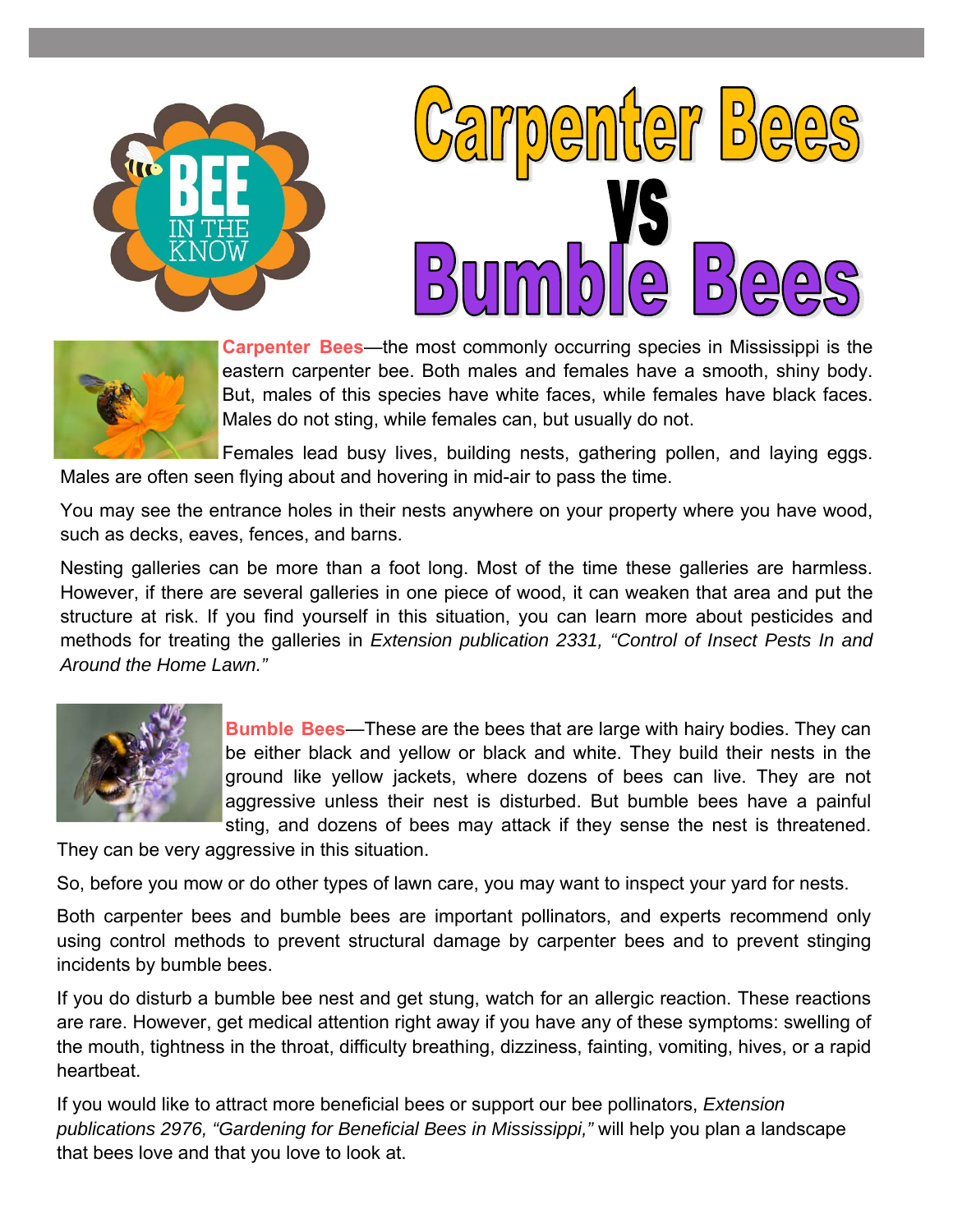# Carpenter Bees vs Bumble Bees

**Carpenter Bees**—the most commonly occurring species in Mississippi is the eastern carpenter bee. Both males and females have a smooth, shiny body. But, males of this species have white faces, while females have black faces. Males do not sting, while females can, but usually do not.

Females lead busy lives, building nests, gathering pollen, and laying eggs. Males are often seen flying about and hovering in mid-air to pass the time.

You may see the entrance holes in their nests anywhere on your property where you have wood, such as decks, eaves, fences, and barns.

Nesting galleries can be more than a foot long. Most of the time these galleries are harmless. However, if there are several galleries in one piece of wood, it can weaken that area and put the structure at risk. If you find yourself in this situation, you can learn more about pesticides and methods for treating the galleries in *Extension publication 2331, "Control of Insect Pests In and Around the Home Lawn."*

**Bumble Bees**—These are the bees that are large with hairy bodies. They can be either black and yellow or black and white. They build their nests in the ground like yellow jackets, where dozens of bees can live. They are not aggressive unless their nest is disturbed. But bumble bees have a painful sting, and dozens of bees may attack if they sense the nest is threatened. They can be very aggressive in this situation.

So, before you mow or do other types of lawn care, you may want to inspect your yard for nests.

Both carpenter bees and bumble bees are important pollinators, and experts recommend only using control methods to prevent structural damage by carpenter bees and to prevent stinging incidents by bumble bees.

If you do disturb a bumble bee nest and get stung, watch for an allergic reaction. These reactions are rare. However, get medical attention right away if you have any of these symptoms: swelling of the mouth, tightness in the throat, difficulty breathing, dizziness, fainting, vomiting, hives, or a rapid heartbeat.

If you would like to attract more beneficial bees or support our bee pollinators, *Extension publications 2976, "Gardening for Beneficial Bees in Mississippi,"* will help you plan a landscape that bees love and that you love to look at.